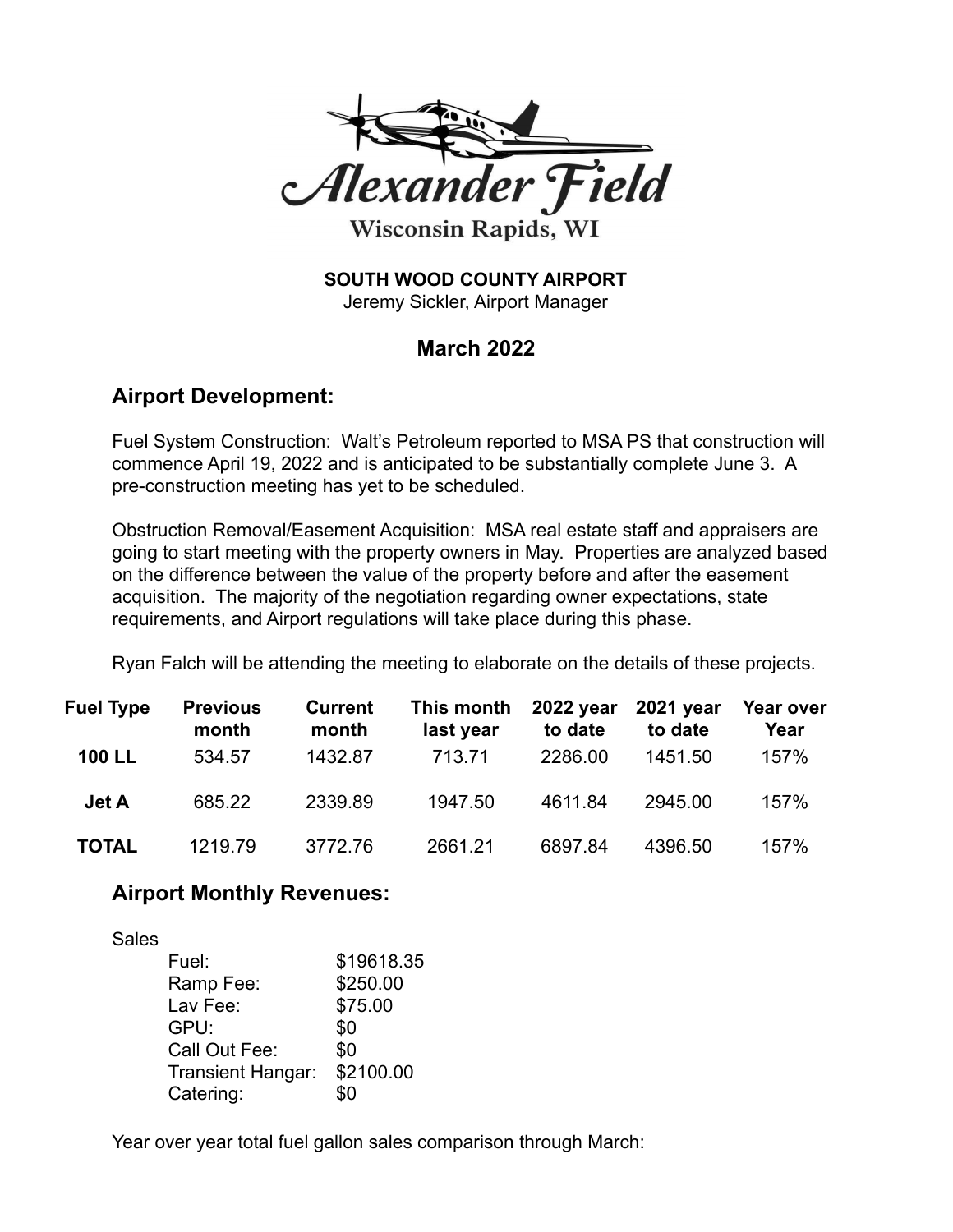# Alexander Field

Wisconsin Rapids, WI

**SOUTH WOOD COUNTY AIRPORT**
Jeremy Sickler, Airport Manager

## March 2022

## Airport Development:

Fuel System Construction: Walt's Petroleum reported to MSA PS that construction will commence April 19, 2022 and is anticipated to be substantially complete June 3. A pre-construction meeting has yet to be scheduled.

Obstruction Removal/Easement Acquisition: MSA real estate staff and appraisers are going to start meeting with the property owners in May. Properties are analyzed based on the difference between the value of the property before and after the easement acquisition. The majority of the negotiation regarding owner expectations, state requirements, and Airport regulations will take place during this phase.

Ryan Falch will be attending the meeting to elaborate on the details of these projects.

| Fuel Type | Previous month | Current month | This month last year | 2022 year to date | 2021 year to date | Year over Year |
|---|---|---|---|---|---|---|
| **100 LL** | 534.57 | 1432.87 | 713.71 | 2286.00 | 1451.50 | 157% |
| **Jet A** | 685.22 | 2339.89 | 1947.50 | 4611.84 | 2945.00 | 157% |
| **TOTAL** | 1219.79 | 3772.76 | 2661.21 | 6897.84 | 4396.50 | 157% |

## Airport Monthly Revenues:

Sales

- Fuel: $19618.35
- Ramp Fee: $250.00
- Lav Fee: $75.00
- GPU: $0
- Call Out Fee: $0
- Transient Hangar: $2100.00
- Catering: $0

Year over year total fuel gallon sales comparison through March: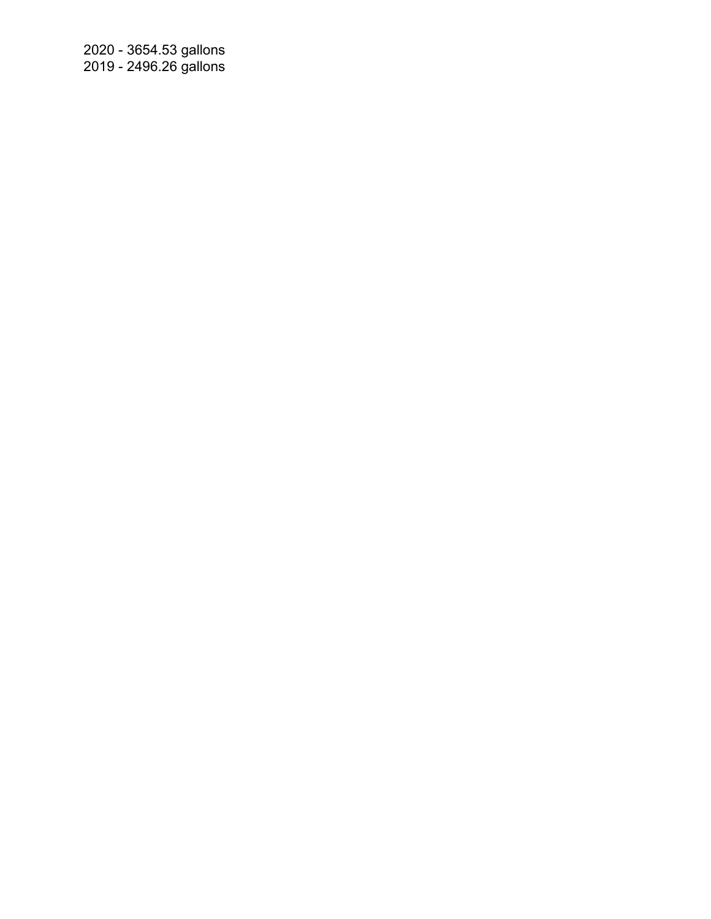2020 - 3654.53 gallons
2019 - 2496.26 gallons